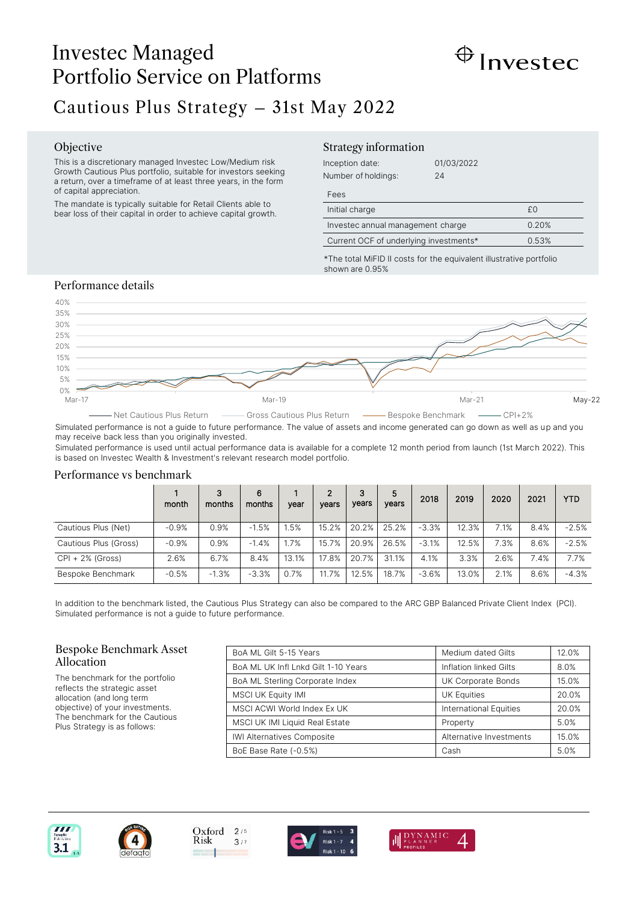# Investec Managed Portfolio Service on Platforms

## Cautious Plus Strategy – 31st May 2022

### Objective

This is a discretionary managed Investec Low/Medium risk Growth Cautious Plus portfolio, suitable for investors seeking a return, over a timeframe of at least three years, in the form of capital appreciation.

The mandate is typically suitable for Retail Clients able to bear loss of their capital in order to achieve capital growth.

### Strategy information

Inception date: 01/03/2022

Number of holdings: 24

| Fees | |
|---|---|
| Initial charge | £0 |
| Investec annual management charge | 0.20% |
| Current OCF of underlying investments* | 0.53% |

*The total MiFID II costs for the equivalent illustrative portfolio shown are 0.95%

### Performance details

Net Cautious Plus Return — Gross Cautious Plus Return — Bespoke Benchmark — CPI+2%

Simulated performance is not a guide to future performance. The value of assets and income generated can go down as well as up and you may receive back less than you originally invested.

Simulated performance is used until actual performance data is available for a complete 12 month period from launch (1st March 2022). This is based on Investec Wealth & Investment's relevant research model portfolio.

### Performance vs benchmark

| | 1 month | 3 months | 6 months | 1 year | 2 years | 3 years | 5 years | 2018 | 2019 | 2020 | 2021 | YTD |
|---|---|---|---|---|---|---|---|---|---|---|---|---|
| Cautious Plus (Net) | -0.9% | 0.9% | -1.5% | 1.5% | 15.2% | 20.2% | 25.2% | -3.3% | 12.3% | 7.1% | 8.4% | -2.5% |
| Cautious Plus (Gross) | -0.9% | 0.9% | -1.4% | 1.7% | 15.7% | 20.9% | 26.5% | -3.1% | 12.5% | 7.3% | 8.6% | -2.5% |
| CPI + 2% (Gross) | 2.6% | 6.7% | 8.4% | 13.1% | 17.8% | 20.7% | 31.1% | 4.1% | 3.3% | 2.6% | 7.4% | 7.7% |
| Bespoke Benchmark | -0.5% | -1.3% | -3.3% | 0.7% | 11.7% | 12.5% | 18.7% | -3.6% | 13.0% | 2.1% | 8.6% | -4.3% |

In addition to the benchmark listed, the Cautious Plus Strategy can also be compared to the ARC GBP Balanced Private Client Index (PCI). Simulated performance is not a guide to future performance.

### Bespoke Benchmark Asset Allocation

The benchmark for the portfolio reflects the strategic asset allocation (and long term objective) of your investments. The benchmark for the Cautious Plus Strategy is as follows:

| Index | Asset class | Weight |
|---|---|---|
| BoA ML Gilt 5-15 Years | Medium dated Gilts | 12.0% |
| BoA ML UK Infl Lnkd Gilt 1-10 Years | Inflation linked Gilts | 8.0% |
| BoA ML Sterling Corporate Index | UK Corporate Bonds | 15.0% |
| MSCI UK Equity IMI | UK Equities | 20.0% |
| MSCI ACWI World Index Ex UK | International Equities | 20.0% |
| MSCI UK IMI Liquid Real Estate | Property | 5.0% |
| IWI Alternatives Composite | Alternative Investments | 15.0% |
| BoE Base Rate (-0.5%) | Cash | 5.0% |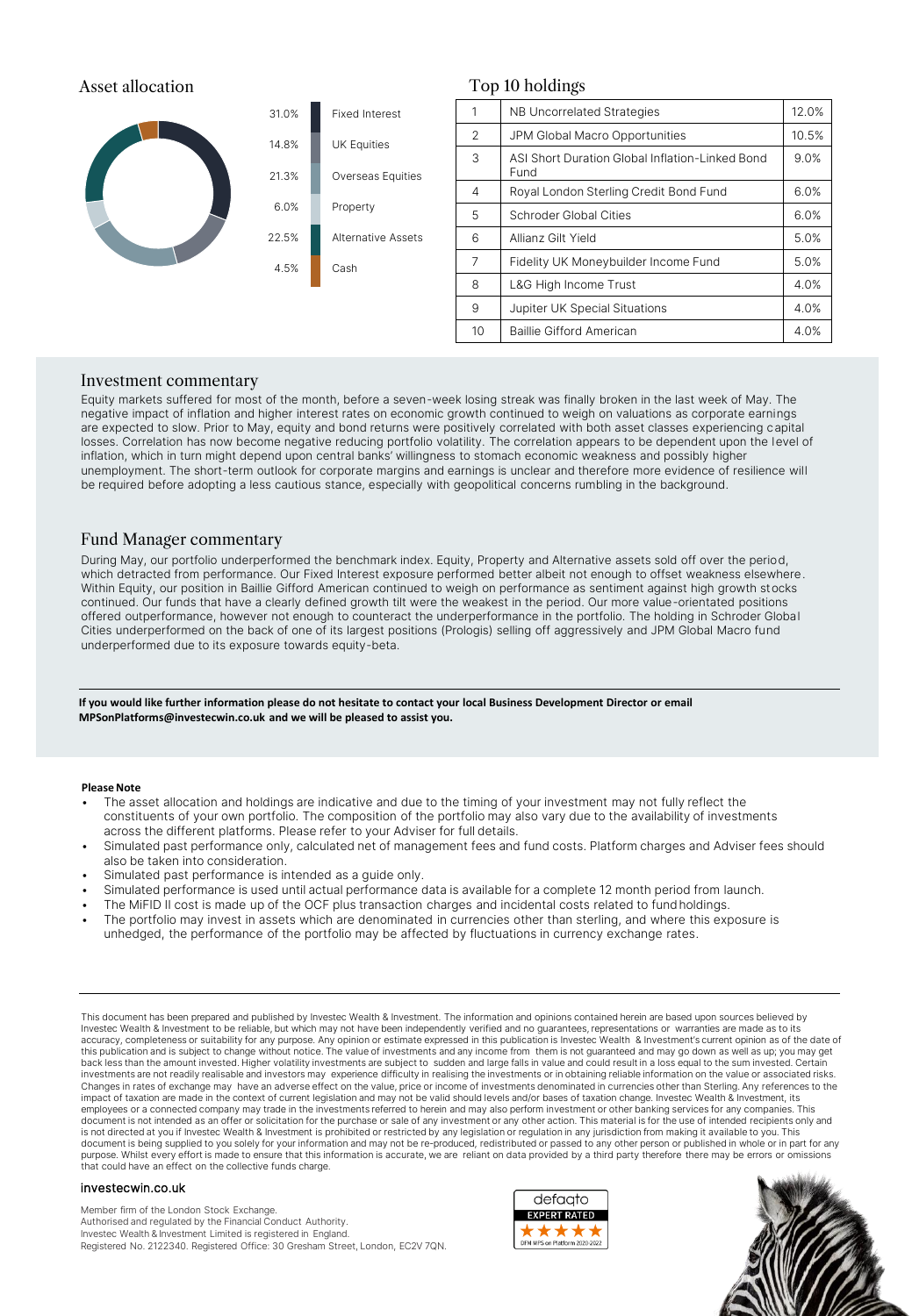## Asset allocation

31.0% Fixed Interest

14.8% UK Equities

21.3% Overseas Equities

6.0% Property

22.5% Alternative Assets

4.5% Cash

## Top 10 holdings

| | | |
|---|---|---|
| 1 | NB Uncorrelated Strategies | 12.0% |
| 2 | JPM Global Macro Opportunities | 10.5% |
| 3 | ASI Short Duration Global Inflation-Linked Bond Fund | 9.0% |
| 4 | Royal London Sterling Credit Bond Fund | 6.0% |
| 5 | Schroder Global Cities | 6.0% |
| 6 | Allianz Gilt Yield | 5.0% |
| 7 | Fidelity UK Moneybuilder Income Fund | 5.0% |
| 8 | L&G High Income Trust | 4.0% |
| 9 | Jupiter UK Special Situations | 4.0% |
| 10 | Baillie Gifford American | 4.0% |

## Investment commentary

Equity markets suffered for most of the month, before a seven-week losing streak was finally broken in the last week of May. The negative impact of inflation and higher interest rates on economic growth continued to weigh on valuations as corporate earnings are expected to slow. Prior to May, equity and bond returns were positively correlated with both asset classes experiencing capital losses. Correlation has now become negative reducing portfolio volatility. The correlation appears to be dependent upon the level of inflation, which in turn might depend upon central banks' willingness to stomach economic weakness and possibly higher unemployment. The short-term outlook for corporate margins and earnings is unclear and therefore more evidence of resilience will be required before adopting a less cautious stance, especially with geopolitical concerns rumbling in the background.

## Fund Manager commentary

During May, our portfolio underperformed the benchmark index. Equity, Property and Alternative assets sold off over the period, which detracted from performance. Our Fixed Interest exposure performed better albeit not enough to offset weakness elsewhere. Within Equity, our position in Baillie Gifford American continued to weigh on performance as sentiment against high growth stocks continued. Our funds that have a clearly defined growth tilt were the weakest in the period. Our more value-orientated positions offered outperformance, however not enough to counteract the underperformance in the portfolio. The holding in Schroder Global Cities underperformed on the back of one of its largest positions (Prologis) selling off aggressively and JPM Global Macro fund underperformed due to its exposure towards equity-beta.

**If you would like further information please do not hesitate to contact your local Business Development Director or email MPSonPlatforms@investecwin.co.uk and we will be pleased to assist you.**

**Please Note**

- The asset allocation and holdings are indicative and due to the timing of your investment may not fully reflect the constituents of your own portfolio. The composition of the portfolio may also vary due to the availability of investments across the different platforms. Please refer to your Adviser for full details.
- Simulated past performance only, calculated net of management fees and fund costs. Platform charges and Adviser fees should also be taken into consideration.
- Simulated past performance is intended as a guide only.
- Simulated performance is used until actual performance data is available for a complete 12 month period from launch.
- The MiFID II cost is made up of the OCF plus transaction charges and incidental costs related to fund holdings.
- The portfolio may invest in assets which are denominated in currencies other than sterling, and where this exposure is unhedged, the performance of the portfolio may be affected by fluctuations in currency exchange rates.

This document has been prepared and published by Investec Wealth & Investment. The information and opinions contained herein are based upon sources believed by Investec Wealth & Investment to be reliable, but which may not have been independently verified and no guarantees, representations or warranties are made as to its accuracy, completeness or suitability for any purpose. Any opinion or estimate expressed in this publication is Investec Wealth & Investment's current opinion as of the date of this publication and is subject to change without notice. The value of investments and any income from them is not guaranteed and may go down as well as up; you may get back less than the amount invested. Higher volatility investments are subject to sudden and large falls in value and could result in a loss equal to the sum invested. Certain investments are not readily realisable and investors may experience difficulty in realising the investments or in obtaining reliable information on the value or associated risks. Changes in rates of exchange may have an adverse effect on the value, price or income of investments denominated in currencies other than Sterling. Any references to the impact of taxation are made in the context of current legislation and may not be valid should levels and/or bases of taxation change. Investec Wealth & Investment, its employees or a connected company may trade in the investments referred to herein and may also perform investment or other banking services for any companies. This document is not intended as an offer or solicitation for the purchase or sale of any investment or any other action. This material is for the use of intended recipients only and is not directed at you if Investec Wealth & Investment is prohibited or restricted by any legislation or regulation in any jurisdiction from making it available to you. This document is being supplied to you solely for your information and may not be re-produced, redistributed or passed to any other person or published in whole or in part for any purpose. Whilst every effort is made to ensure that this information is accurate, we are reliant on data provided by a third party therefore there may be errors or omissions that could have an effect on the collective funds charge.

**investecwin.co.uk**

Member firm of the London Stock Exchange.
Authorised and regulated by the Financial Conduct Authority.
Investec Wealth & Investment Limited is registered in England.
Registered No. 2122340. Registered Office: 30 Gresham Street, London, EC2V 7QN.

defaqto EXPERT RATED DFM MPS on Platform 2020-2022